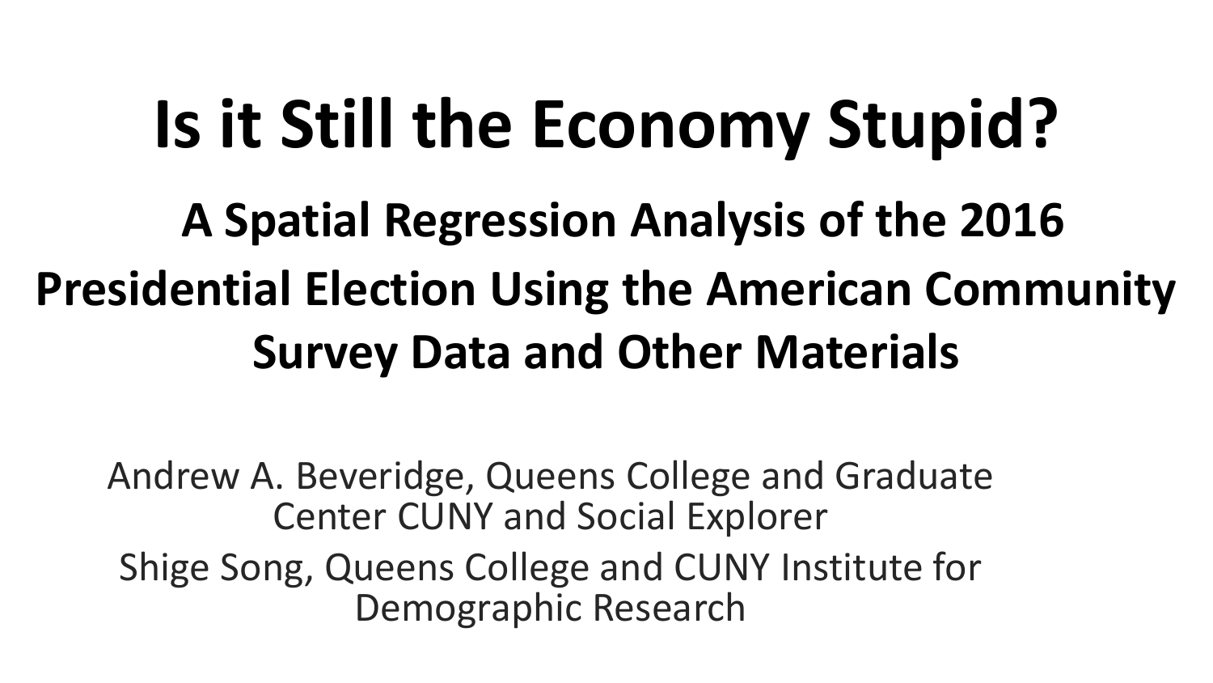# Is it Still the Economy Stupid?

## A Spatial Regression Analysis of the 2016 Presidential Election Using the American Community Survey Data and Other Materials

Andrew A. Beveridge, Queens College and Graduate Center CUNY and Social Explorer

Shige Song, Queens College and CUNY Institute for Demographic Research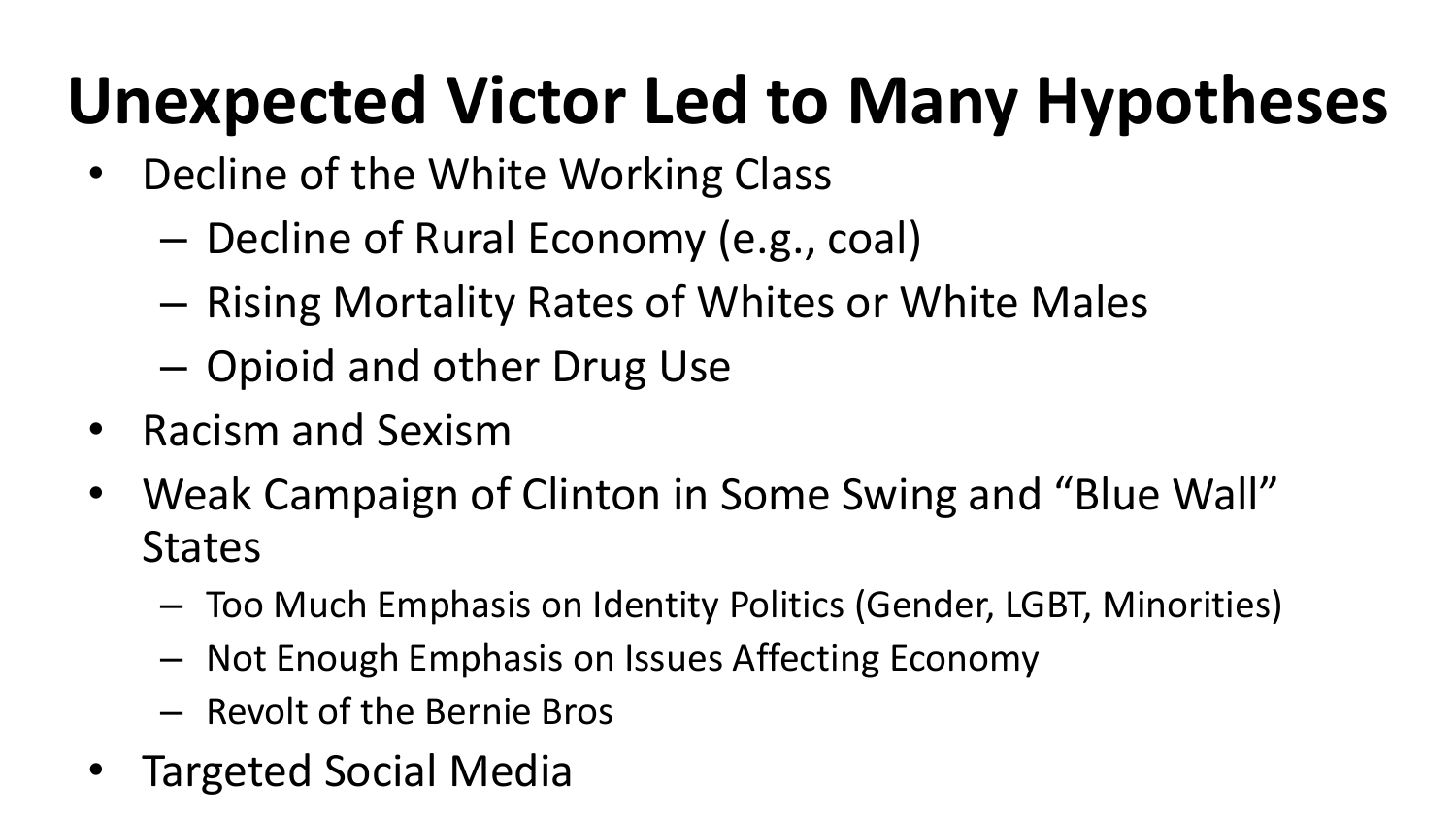# Unexpected Victor Led to Many Hypotheses

- Decline of the White Working Class
  - Decline of Rural Economy (e.g., coal)
  - Rising Mortality Rates of Whites or White Males
  - Opioid and other Drug Use
- Racism and Sexism
- Weak Campaign of Clinton in Some Swing and "Blue Wall" States
  - Too Much Emphasis on Identity Politics (Gender, LGBT, Minorities)
  - Not Enough Emphasis on Issues Affecting Economy
  - Revolt of the Bernie Bros
- Targeted Social Media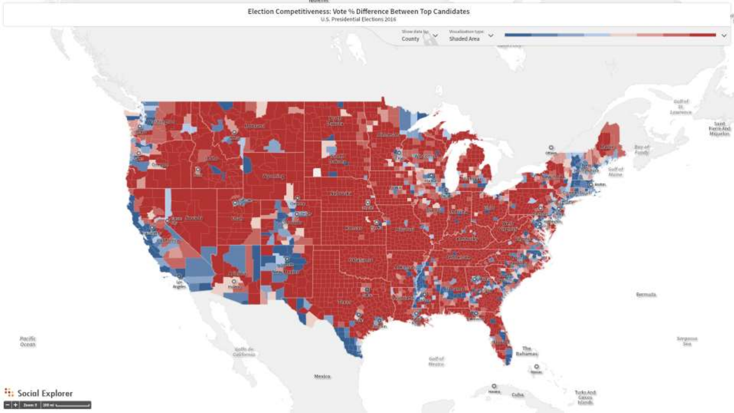Election Competitiveness: Vote % Difference Between Top Candidates

U.S. Presidential Elections 2016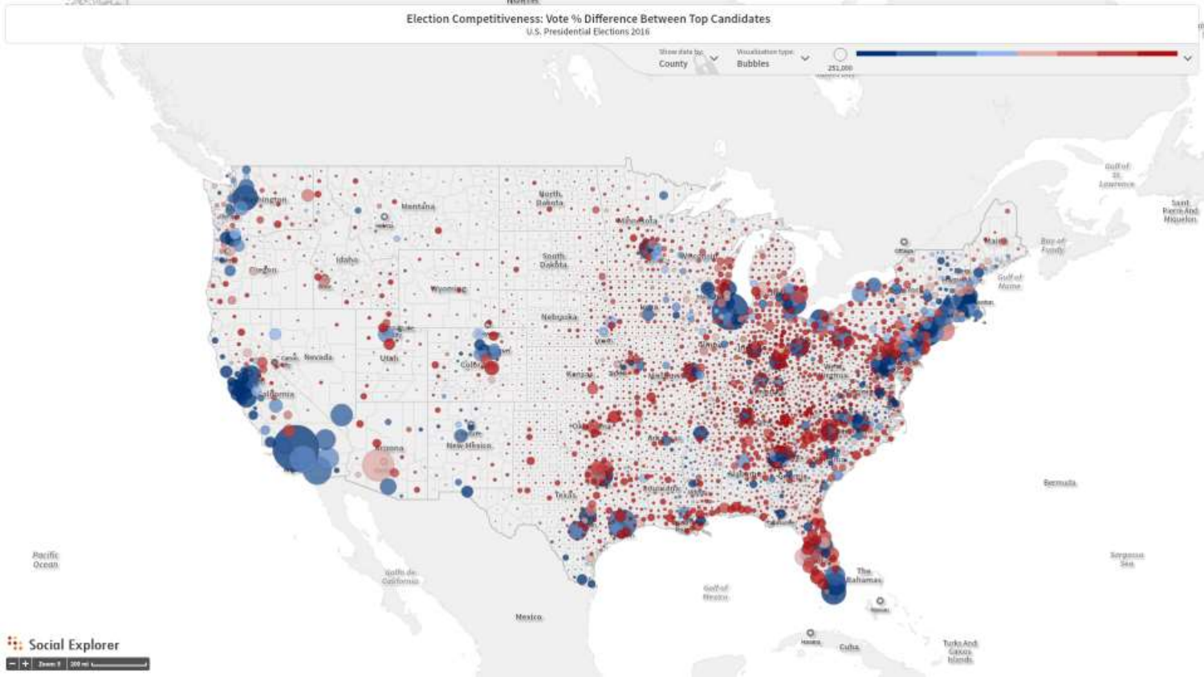Election Competitiveness: Vote % Difference Between Top Candidates

U.S. Presidential Elections 2016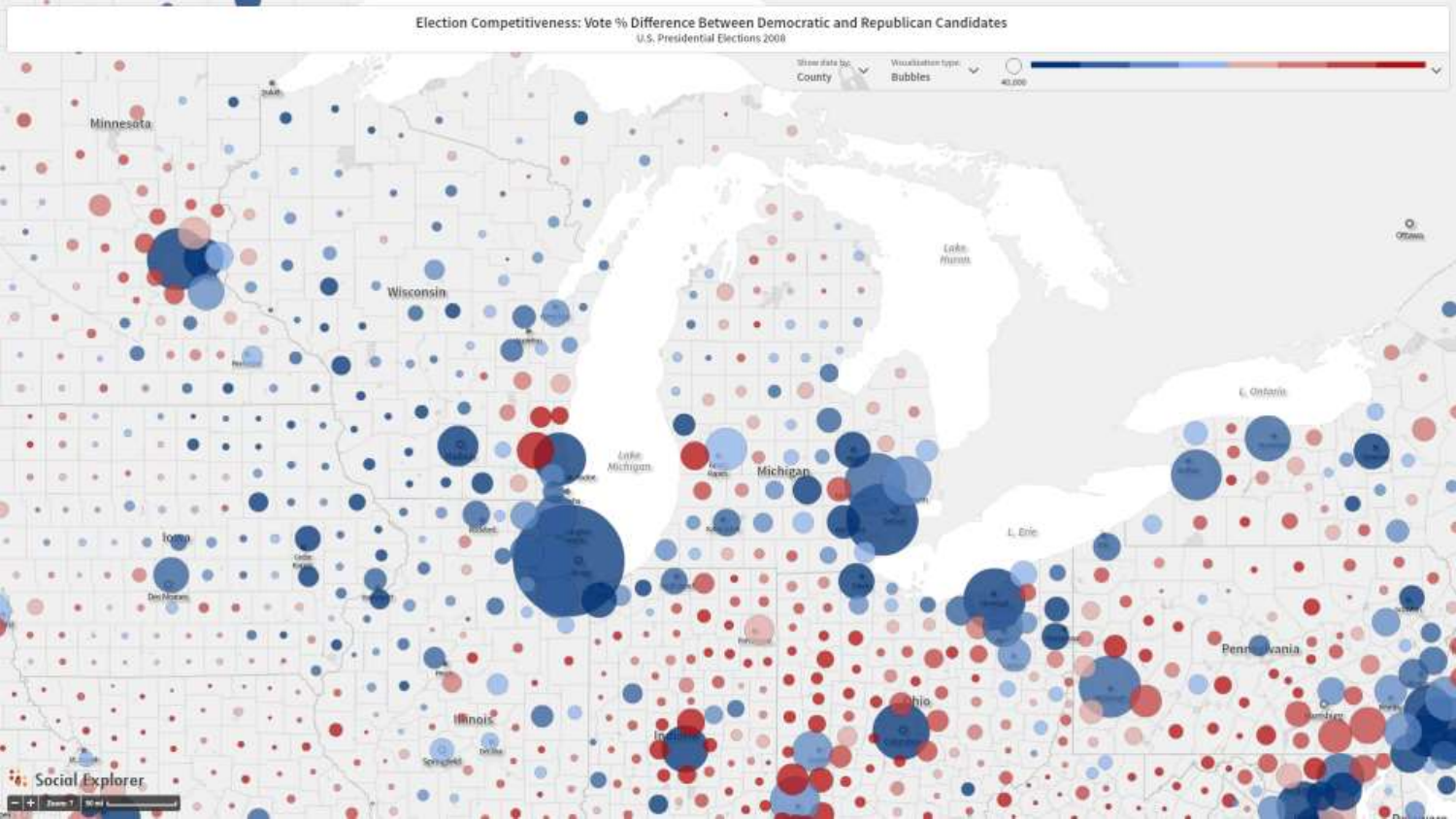Election Competitiveness: Vote % Difference Between Democratic and Republican Candidates

U.S. Presidential Elections 2008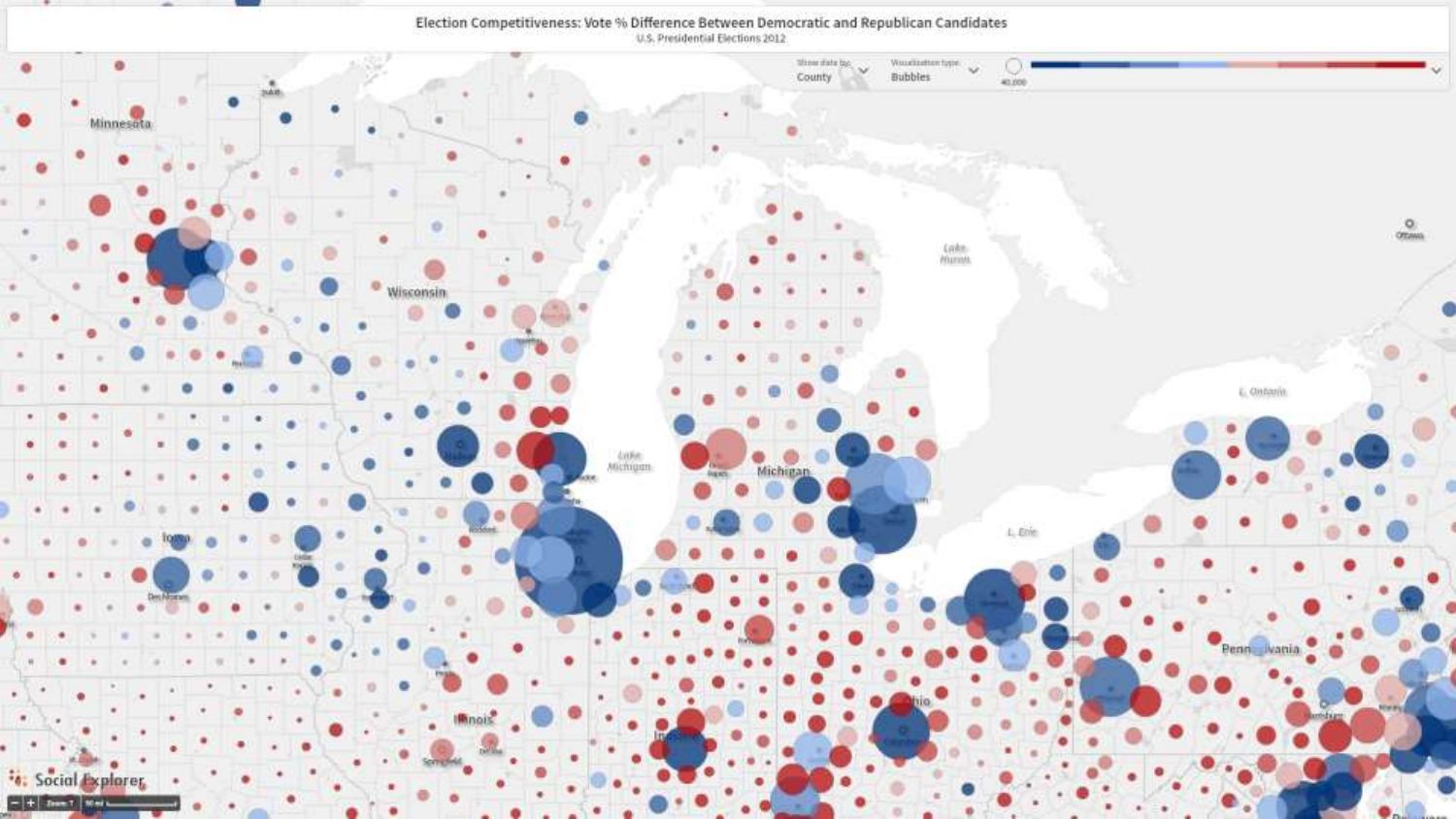Election Competitiveness: Vote % Difference Between Democratic and Republican Candidates

U.S. Presidential Elections 2012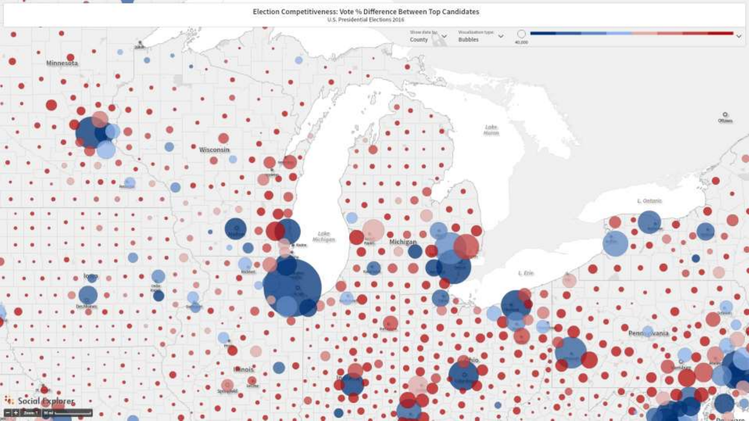Election Competitiveness: Vote % Difference Between Top Candidates

U.S. Presidential Elections 2016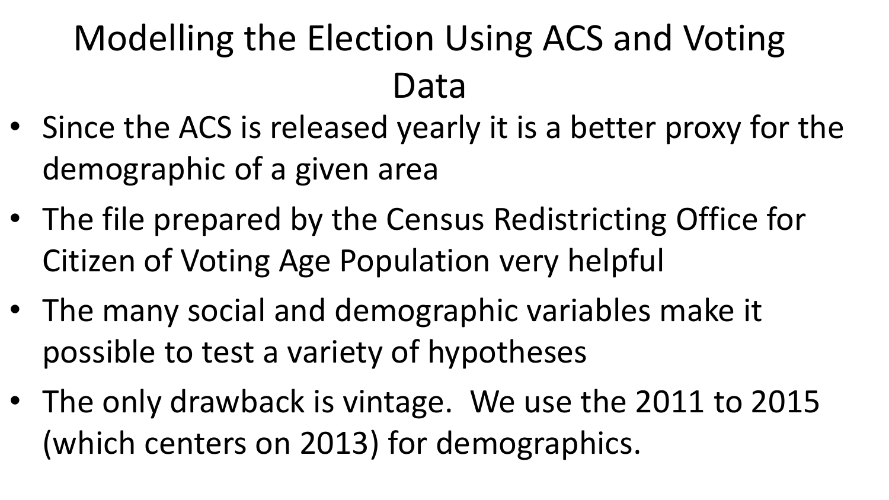# Modelling the Election Using ACS and Voting Data

- Since the ACS is released yearly it is a better proxy for the demographic of a given area
- The file prepared by the Census Redistricting Office for Citizen of Voting Age Population very helpful
- The many social and demographic variables make it possible to test a variety of hypotheses
- The only drawback is vintage.  We use the 2011 to 2015 (which centers on 2013) for demographics.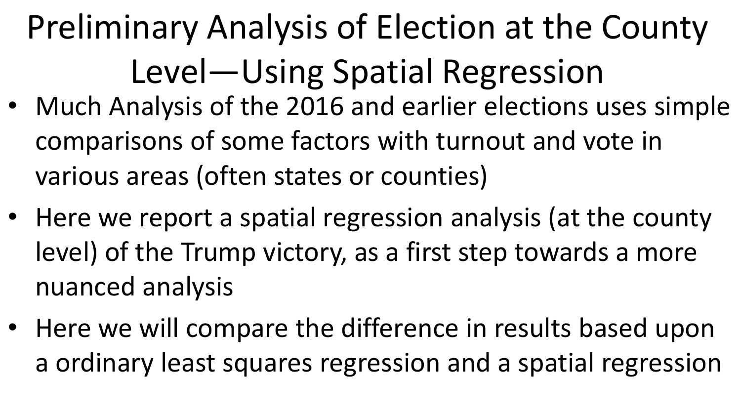# Preliminary Analysis of Election at the County Level—Using Spatial Regression

- Much Analysis of the 2016 and earlier elections uses simple comparisons of some factors with turnout and vote in various areas (often states or counties)
- Here we report a spatial regression analysis (at the county level) of the Trump victory, as a first step towards a more nuanced analysis
- Here we will compare the difference in results based upon a ordinary least squares regression and a spatial regression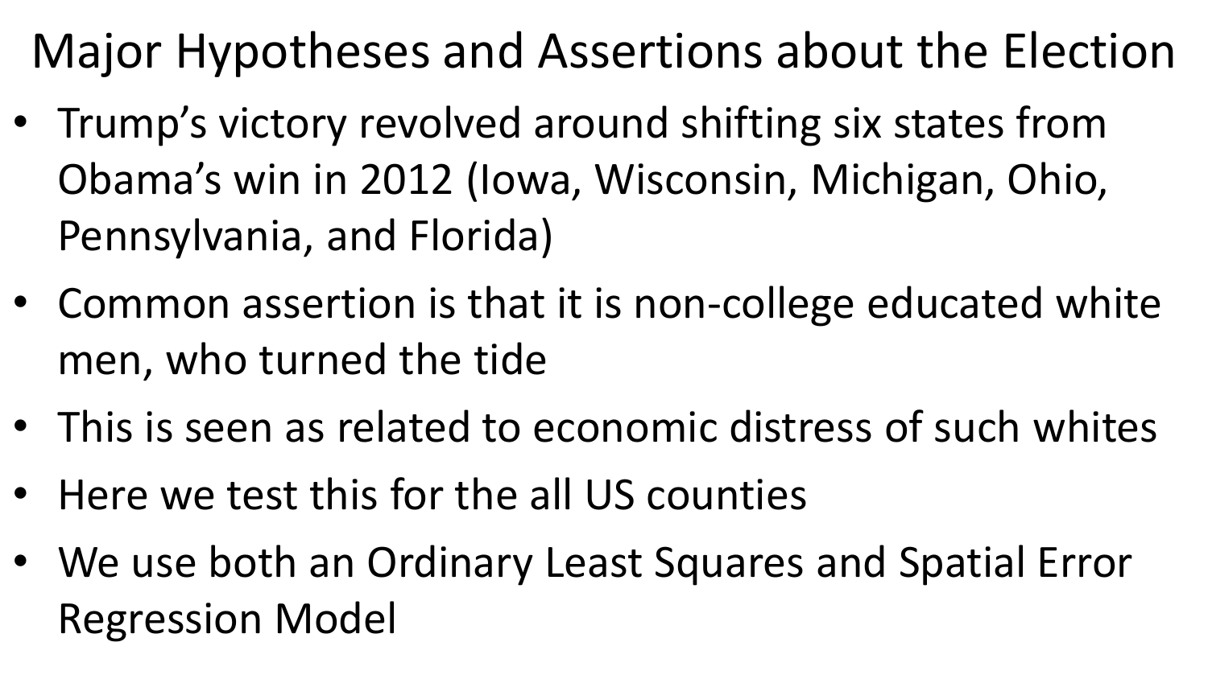# Major Hypotheses and Assertions about the Election

- Trump's victory revolved around shifting six states from Obama's win in 2012 (Iowa, Wisconsin, Michigan, Ohio, Pennsylvania, and Florida)
- Common assertion is that it is non-college educated white men, who turned the tide
- This is seen as related to economic distress of such whites
- Here we test this for the all US counties
- We use both an Ordinary Least Squares and Spatial Error Regression Model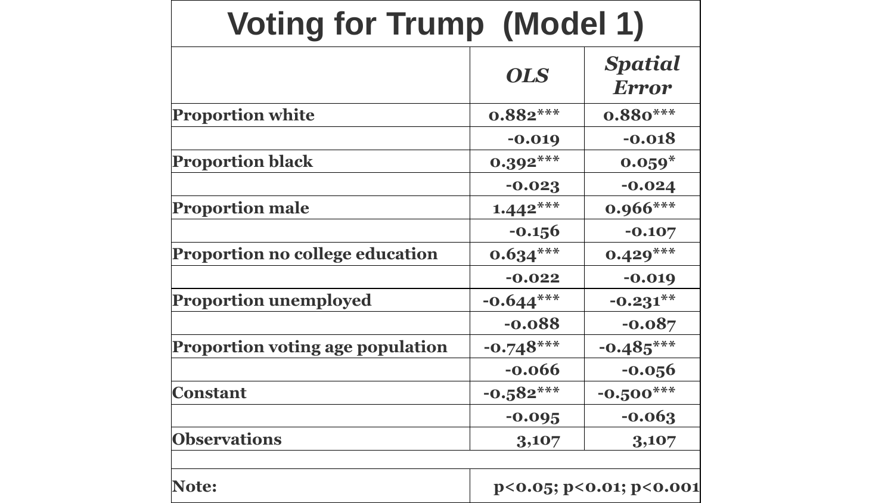# Voting for Trump (Model 1)

| | *OLS* | *Spatial Error* |
|---|---|---|
| **Proportion white** | 0.882*** | 0.880*** |
| | -0.019 | -0.018 |
| **Proportion black** | 0.392*** | 0.059* |
| | -0.023 | -0.024 |
| **Proportion male** | 1.442*** | 0.966*** |
| | -0.156 | -0.107 |
| **Proportion no college education** | 0.634*** | 0.429*** |
| | -0.022 | -0.019 |
| **Proportion unemployed** | -0.644*** | -0.231** |
| | -0.088 | -0.087 |
| **Proportion voting age population** | -0.748*** | -0.485*** |
| | -0.066 | -0.056 |
| **Constant** | -0.582*** | -0.500*** |
| | -0.095 | -0.063 |
| **Observations** | 3,107 | 3,107 |
| | | |
| **Note:** | p<0.05; p<0.01; p<0.001 | |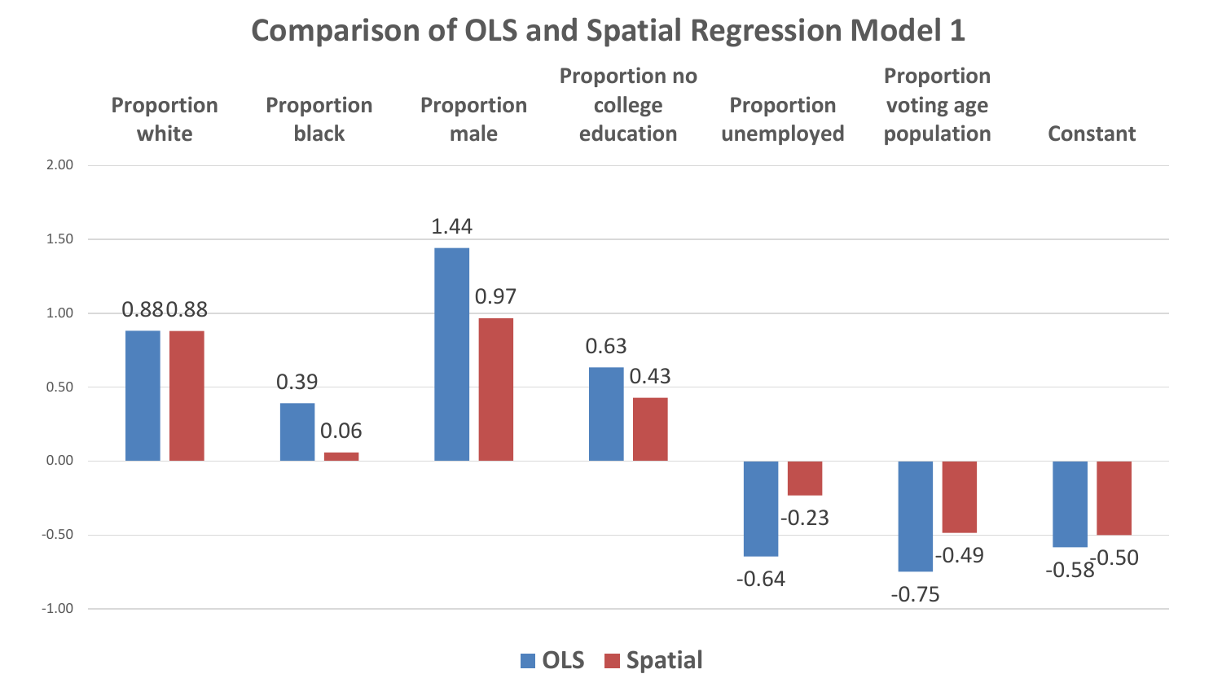## Comparison of OLS and Spatial Regression Model 1

| | Proportion white | Proportion black | Proportion male | Proportion no college education | Proportion unemployed | Proportion voting age population | Constant |
|---|---|---|---|---|---|---|---|
| OLS | 0.88 | 0.39 | 1.44 | 0.63 | -0.64 | -0.75 | -0.58 |
| Spatial | 0.88 | 0.06 | 0.97 | 0.43 | -0.23 | -0.49 | -0.50 |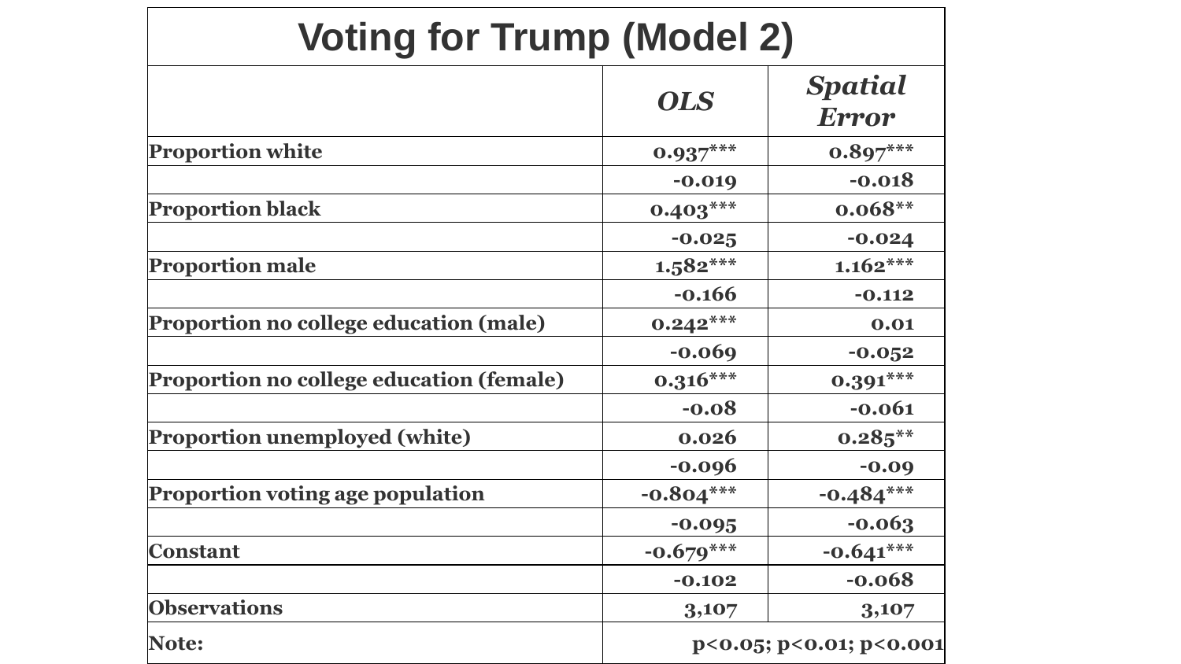# Voting for Trump (Model 2)

| | *OLS* | *Spatial Error* |
|---|---|---|
| **Proportion white** | **0.937*** ** | **0.897*** ** |
| | **-0.019** | **-0.018** |
| **Proportion black** | **0.403*** ** | **0.068** ** |
| | **-0.025** | **-0.024** |
| **Proportion male** | **1.582*** ** | **1.162*** ** |
| | **-0.166** | **-0.112** |
| **Proportion no college education (male)** | **0.242*** ** | **0.01** |
| | **-0.069** | **-0.052** |
| **Proportion no college education (female)** | **0.316*** ** | **0.391*** ** |
| | **-0.08** | **-0.061** |
| **Proportion unemployed (white)** | **0.026** | **0.285** ** |
| | **-0.096** | **-0.09** |
| **Proportion voting age population** | **-0.804*** ** | **-0.484*** ** |
| | **-0.095** | **-0.063** |
| **Constant** | **-0.679*** ** | **-0.641*** ** |
| | **-0.102** | **-0.068** |
| **Observations** | **3,107** | **3,107** |
| **Note:** | **p<0.05; p<0.01; p<0.001** | |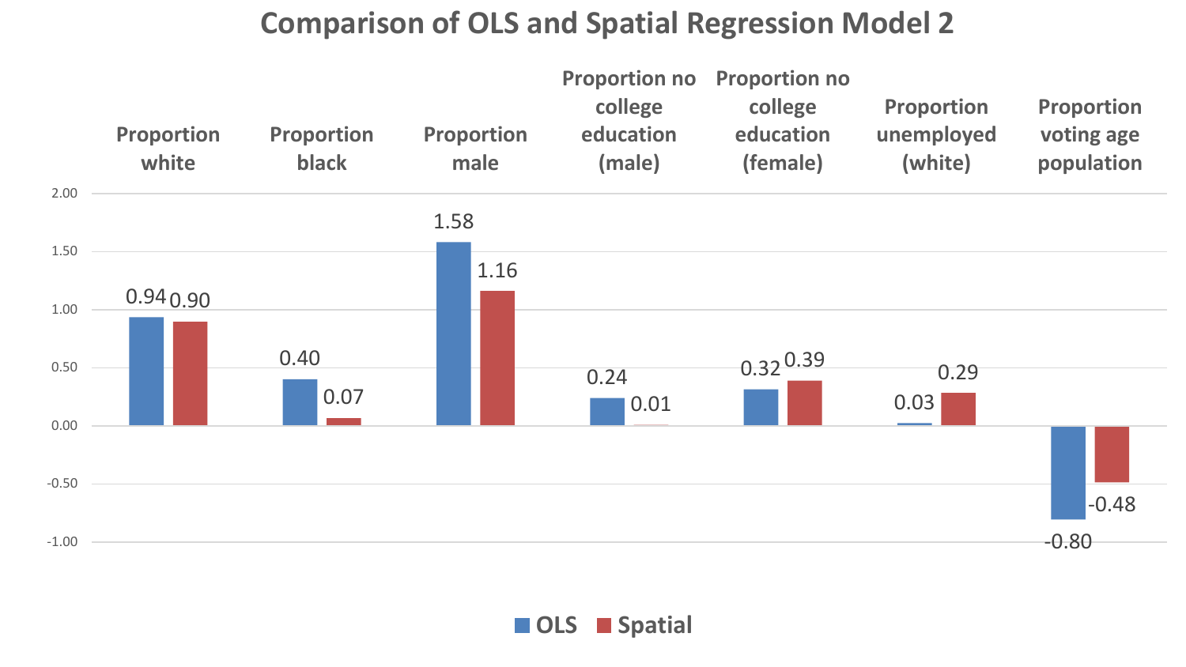## Comparison of OLS and Spatial Regression Model 2

| | Proportion white | Proportion black | Proportion male | Proportion no college education (male) | Proportion no college education (female) | Proportion unemployed (white) | Proportion voting age population |
|---|---|---|---|---|---|---|---|
| OLS | 0.94 | 0.40 | 1.58 | 0.24 | 0.32 | 0.03 | -0.80 |
| Spatial | 0.90 | 0.07 | 1.16 | 0.01 | 0.39 | 0.29 | -0.48 |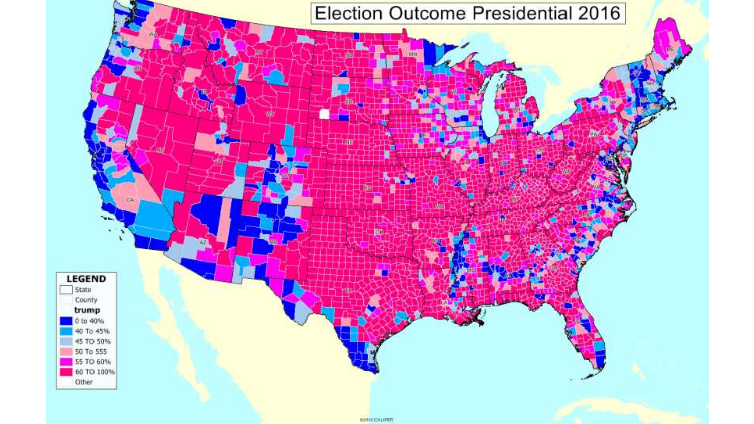# Election Outcome Presidential 2016

**LEGEND**

- State
- County

**trump**

- 0 to 40%
- 40 To 45%
- 45 TO 50%
- 50 To 555
- 55 TO 60%
- 60 TO 100%
- Other

©2015 CALIPER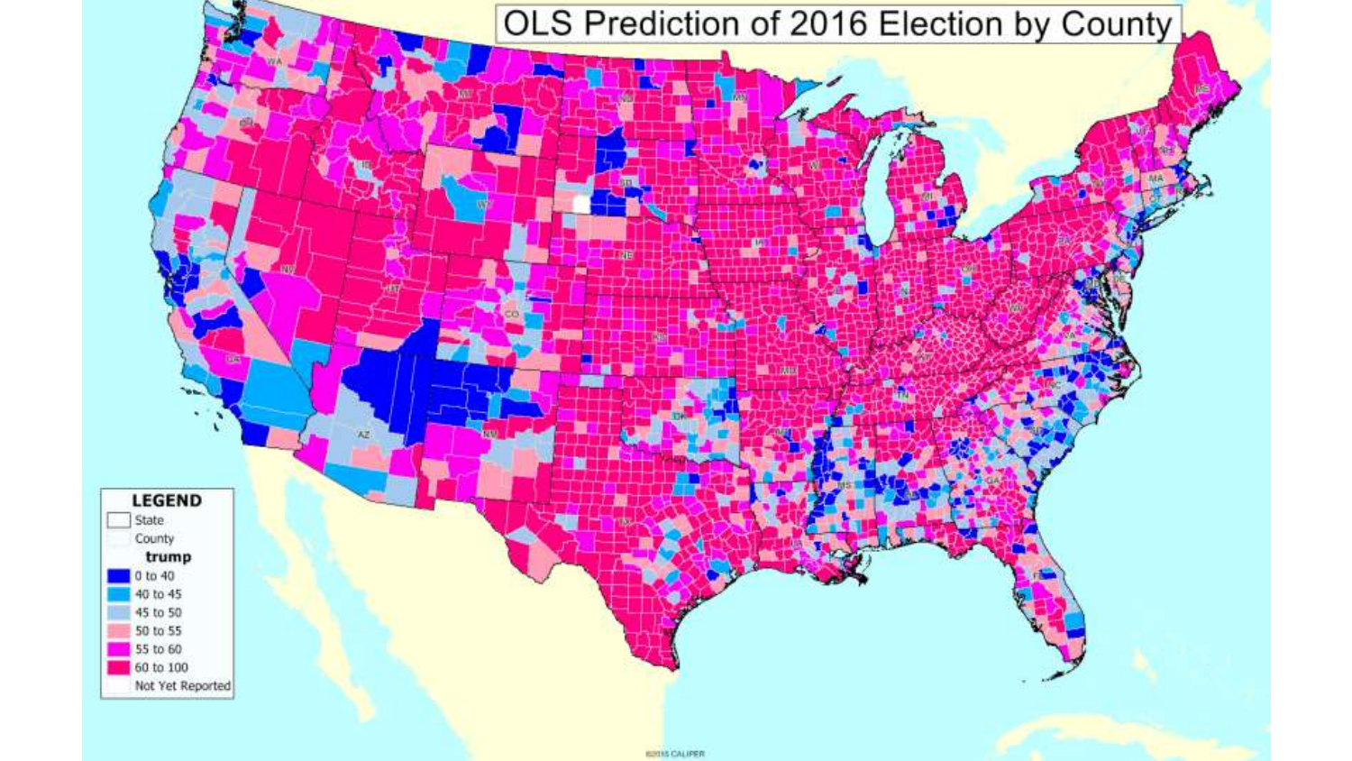# OLS Prediction of 2016 Election by County

**LEGEND**

- State
- County

**trump**

- 0 to 40
- 40 to 45
- 45 to 50
- 50 to 55
- 55 to 60
- 60 to 100
- Not Yet Reported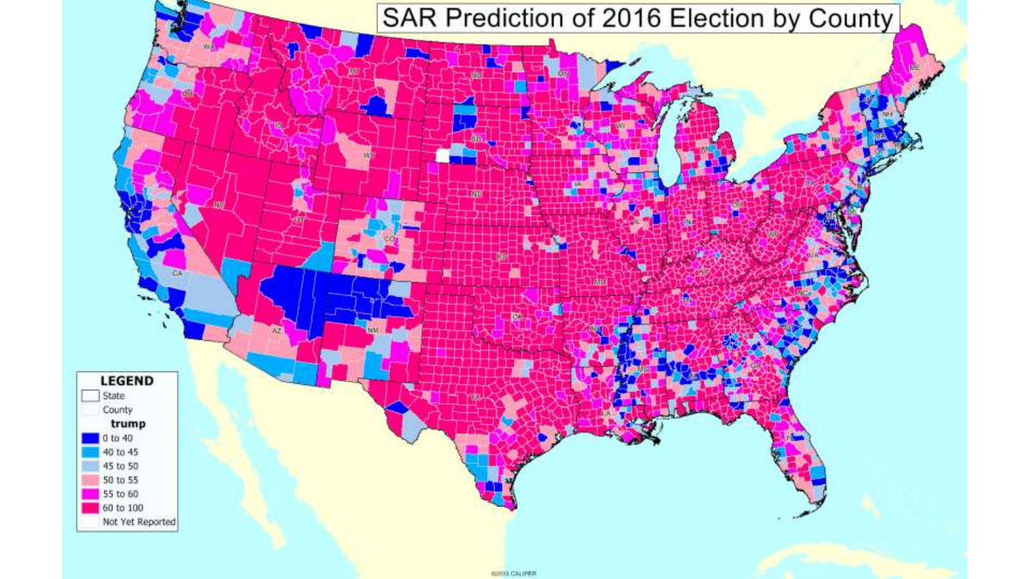# SAR Prediction of 2016 Election by County

**LEGEND**

- State
- County

**trump**

- 0 to 40
- 40 to 45
- 45 to 50
- 50 to 55
- 55 to 60
- 60 to 100
- Not Yet Reported

©2015 CALIPER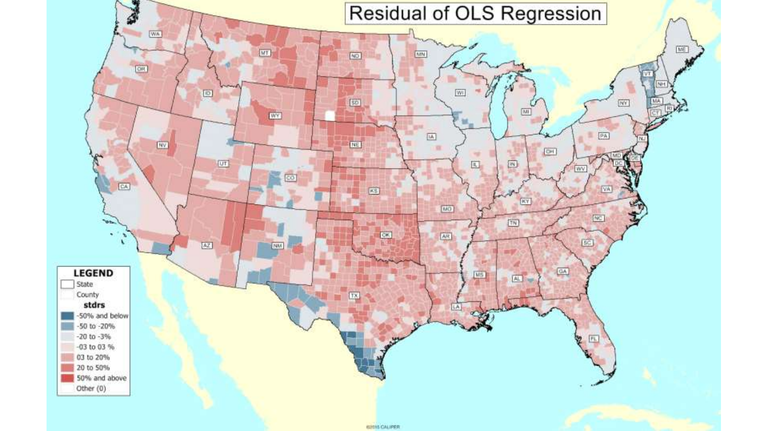# Residual of OLS Regression

**LEGEND**

- State
- County

**stdrs**

- -50% and below
- -50 to -20%
- -20 to -3%
- -03 to 03 %
- 03 to 20%
- 20 to 50%
- 50% and above
- Other (0)

©2015 CALIPER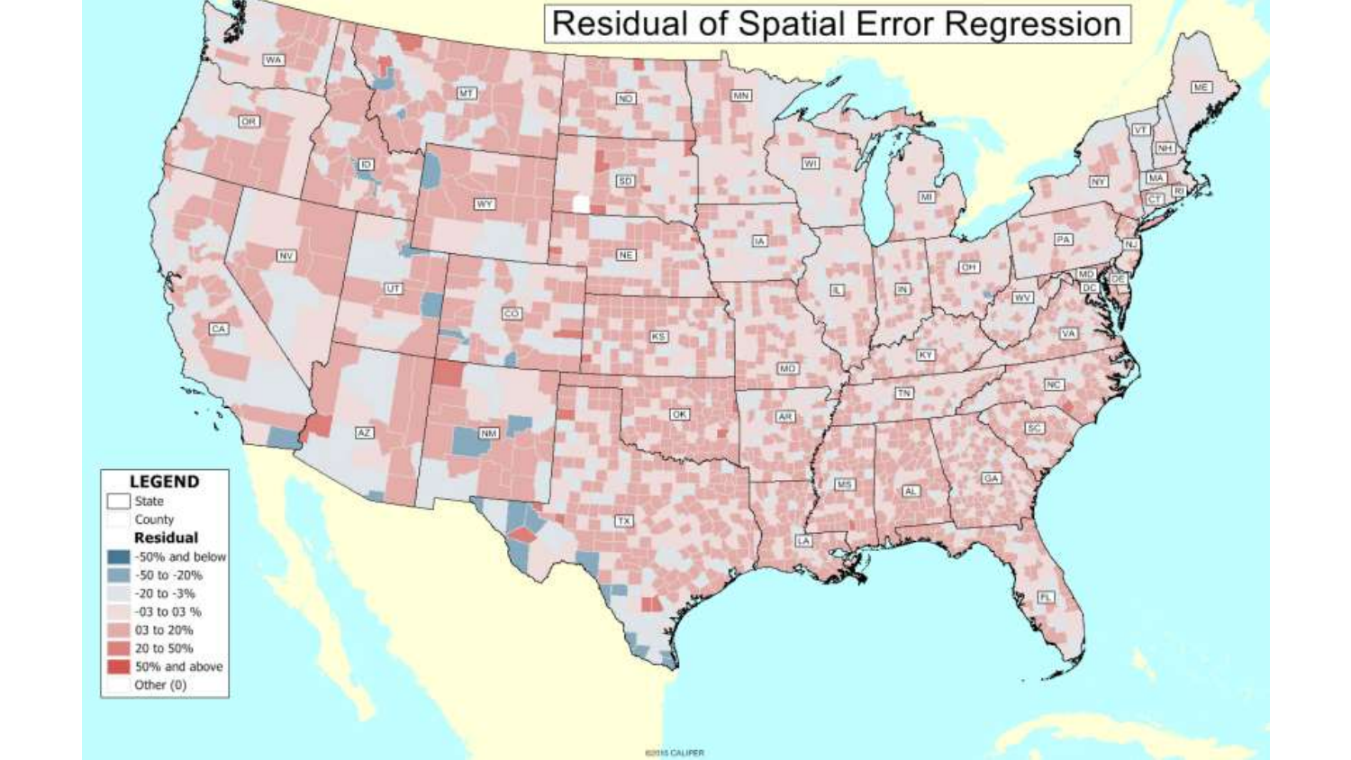# Residual of Spatial Error Regression

**LEGEND**

- State
- County

**Residual**

- -50% and below
- -50 to -20%
- -20 to -3%
- -03 to 03 %
- 03 to 20%
- 20 to 50%
- 50% and above
- Other (0)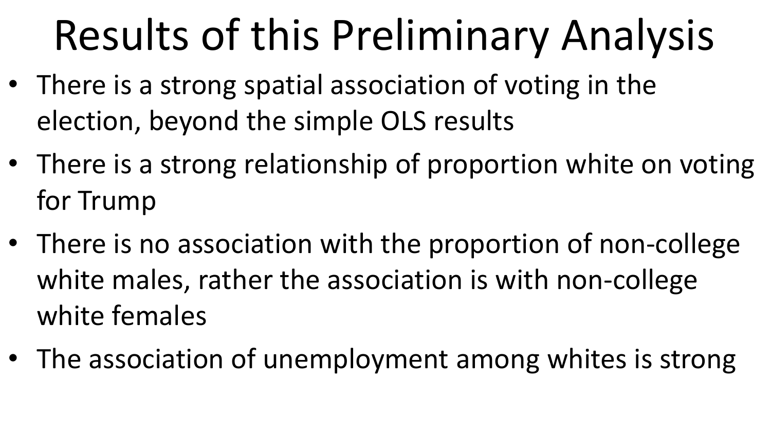# Results of this Preliminary Analysis

- There is a strong spatial association of voting in the election, beyond the simple OLS results
- There is a strong relationship of proportion white on voting for Trump
- There is no association with the proportion of non-college white males, rather the association is with non-college white females
- The association of unemployment among whites is strong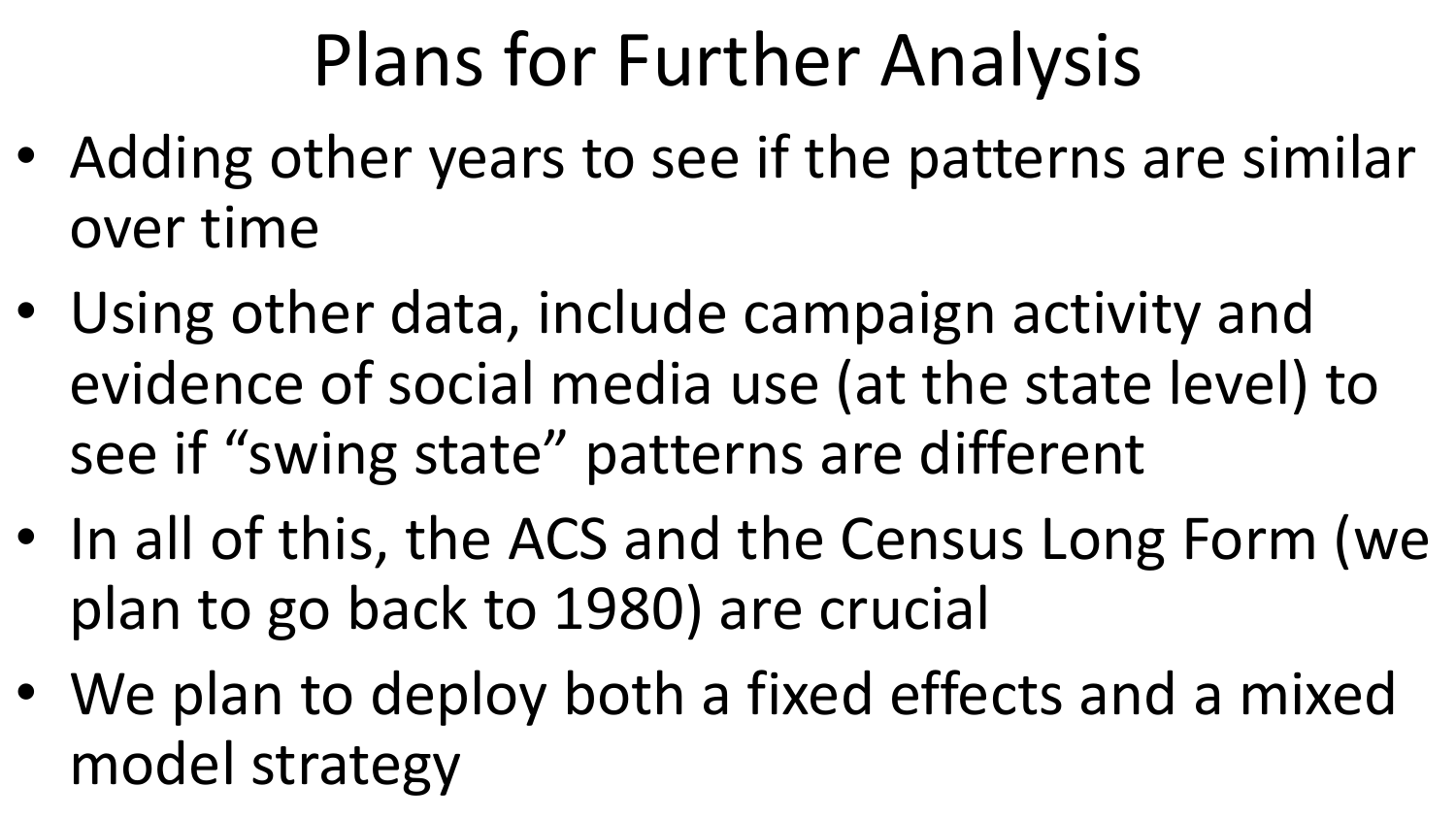# Plans for Further Analysis

- Adding other years to see if the patterns are similar over time
- Using other data, include campaign activity and evidence of social media use (at the state level) to see if "swing state" patterns are different
- In all of this, the ACS and the Census Long Form (we plan to go back to 1980) are crucial
- We plan to deploy both a fixed effects and a mixed model strategy